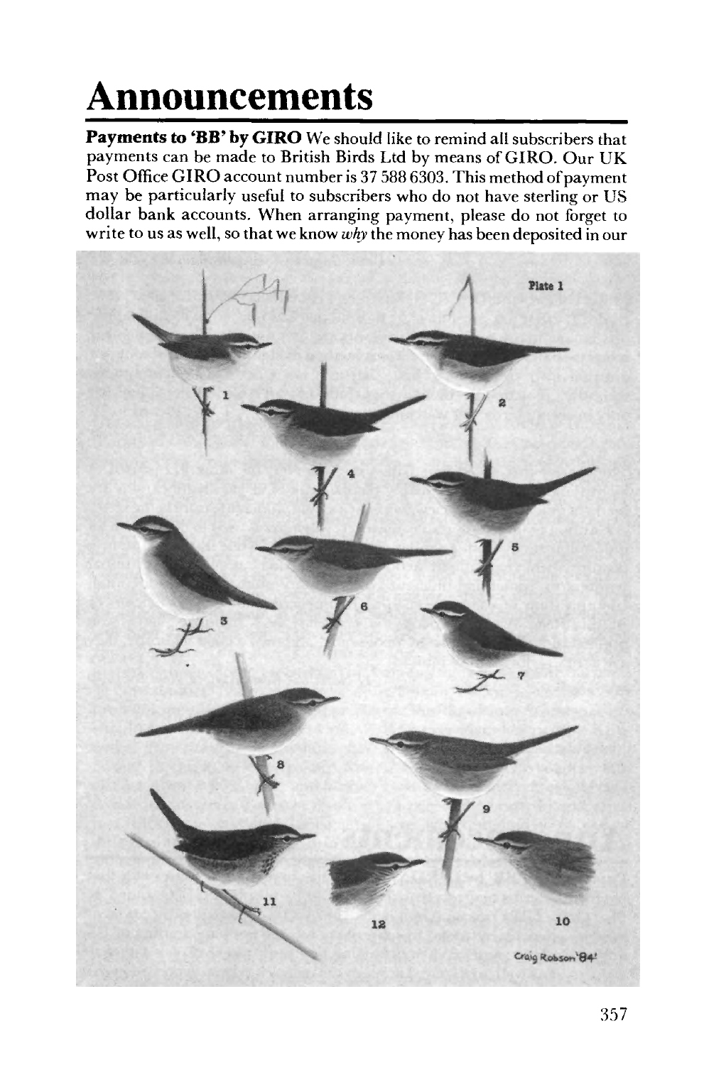# Announcements

**Payments to 'BB' by GIRO** We should like to remind all subscribers that payments can be made to British Birds Ltd by means of GIRO. Our UK Post Office GIRO account number is 37 588 6303. This method of payment may be particularly useful to subscribers who do not have sterling or US dollar bank accounts. When arranging payment, please do not forget to write to us as well, so that we know *why* the money has been deposited in our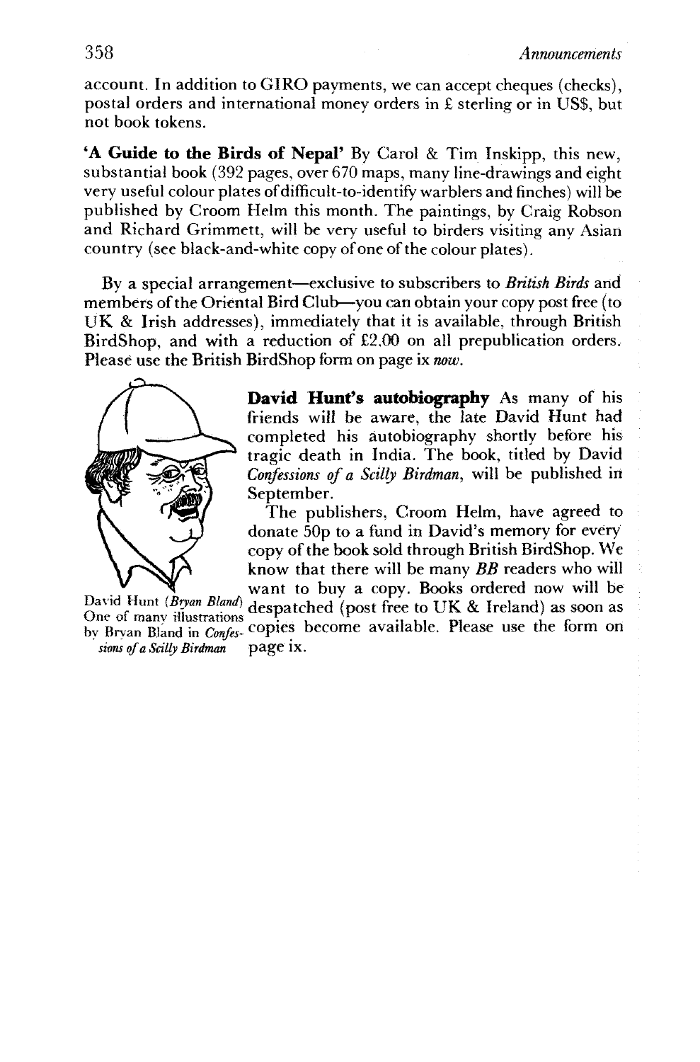account. In addition to GIRO payments, we can accept cheques (checks), postal orders and international money orders in £ sterling or in US$, but not book tokens.

**'A Guide to the Birds of Nepal'** By Carol & Tim Inskipp, this new, substantial book (392 pages, over 670 maps, many line-drawings and eight very useful colour plates of difficult-to-identify warblers and finches) will be published by Croom Helm this month. The paintings, by Craig Robson and Richard Grimmett, will be very useful to birders visiting any Asian country (see black-and-white copy of one of the colour plates).

By a special arrangement—exclusive to subscribers to *British Birds* and members of the Oriental Bird Club—you can obtain your copy post free (to UK & Irish addresses), immediately that it is available, through British BirdShop, and with a reduction of £2.00 on all prepublication orders. Please use the British BirdShop form on page ix *now*.

**David Hunt's autobiography** As many of his friends will be aware, the late David Hunt had completed his autobiography shortly before his tragic death in India. The book, titled by David *Confessions of a Scilly Birdman*, will be published in September.

The publishers, Croom Helm, have agreed to donate 50p to a fund in David's memory for every copy of the book sold through British BirdShop. We know that there will be many *BB* readers who will want to buy a copy. Books ordered now will be despatched (post free to UK & Ireland) as soon as copies become available. Please use the form on page ix.

David Hunt (*Bryan Bland*) One of many illustrations by Bryan Bland in *Confessions of a Scilly Birdman*